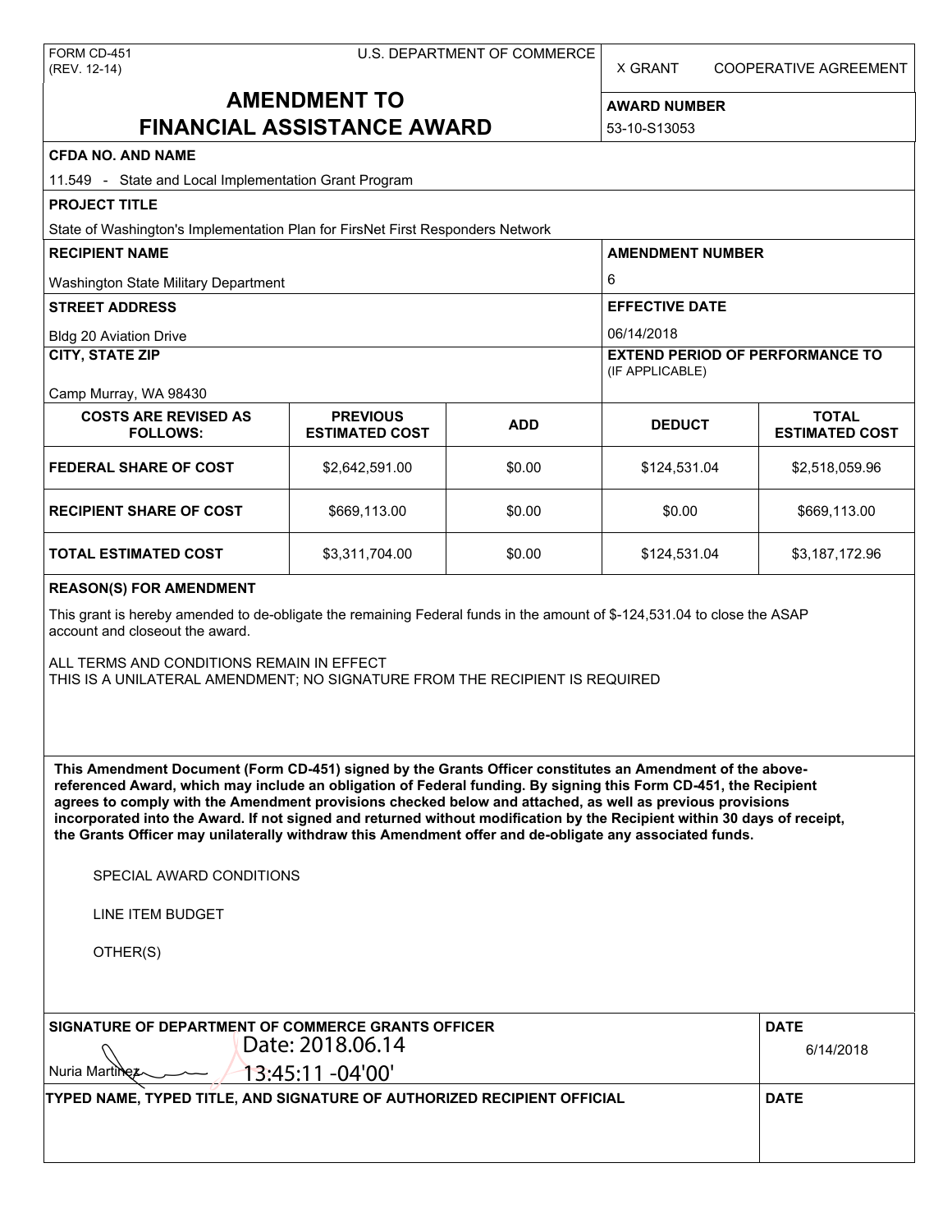FORM CD-451
(REV. 12-14)

U.S. DEPARTMENT OF COMMERCE

X GRANT    COOPERATIVE AGREEMENT

# AMENDMENT TO FINANCIAL ASSISTANCE AWARD

**AWARD NUMBER**

53-10-S13053

**CFDA NO. AND NAME**

11.549 - State and Local Implementation Grant Program

**PROJECT TITLE**

State of Washington's Implementation Plan for FirsNet First Responders Network

**RECIPIENT NAME**

Washington State Military Department

**AMENDMENT NUMBER**

6

**STREET ADDRESS**

Bldg 20 Aviation Drive

**EFFECTIVE DATE**

06/14/2018

**CITY, STATE ZIP**

Camp Murray, WA 98430

**EXTEND PERIOD OF PERFORMANCE TO** (IF APPLICABLE)

| COSTS ARE REVISED AS FOLLOWS: | PREVIOUS ESTIMATED COST | ADD | DEDUCT | TOTAL ESTIMATED COST |
|---|---|---|---|---|
| FEDERAL SHARE OF COST | $2,642,591.00 | $0.00 | $124,531.04 | $2,518,059.96 |
| RECIPIENT SHARE OF COST | $669,113.00 | $0.00 | $0.00 | $669,113.00 |
| TOTAL ESTIMATED COST | $3,311,704.00 | $0.00 | $124,531.04 | $3,187,172.96 |

**REASON(S) FOR AMENDMENT**

This grant is hereby amended to de-obligate the remaining Federal funds in the amount of $-124,531.04 to close the ASAP account and closeout the award.

ALL TERMS AND CONDITIONS REMAIN IN EFFECT
THIS IS A UNILATERAL AMENDMENT; NO SIGNATURE FROM THE RECIPIENT IS REQUIRED

**This Amendment Document (Form CD-451) signed by the Grants Officer constitutes an Amendment of the above-referenced Award, which may include an obligation of Federal funding. By signing this Form CD-451, the Recipient agrees to comply with the Amendment provisions checked below and attached, as well as previous provisions incorporated into the Award. If not signed and returned without modification by the Recipient within 30 days of receipt, the Grants Officer may unilaterally withdraw this Amendment offer and de-obligate any associated funds.**

SPECIAL AWARD CONDITIONS

LINE ITEM BUDGET

OTHER(S)

**SIGNATURE OF DEPARTMENT OF COMMERCE GRANTS OFFICER**

Nuria Martinez    Date: 2018.06.14 13:45:11 -04'00'

**DATE**

6/14/2018

**TYPED NAME, TYPED TITLE, AND SIGNATURE OF AUTHORIZED RECIPIENT OFFICIAL**

**DATE**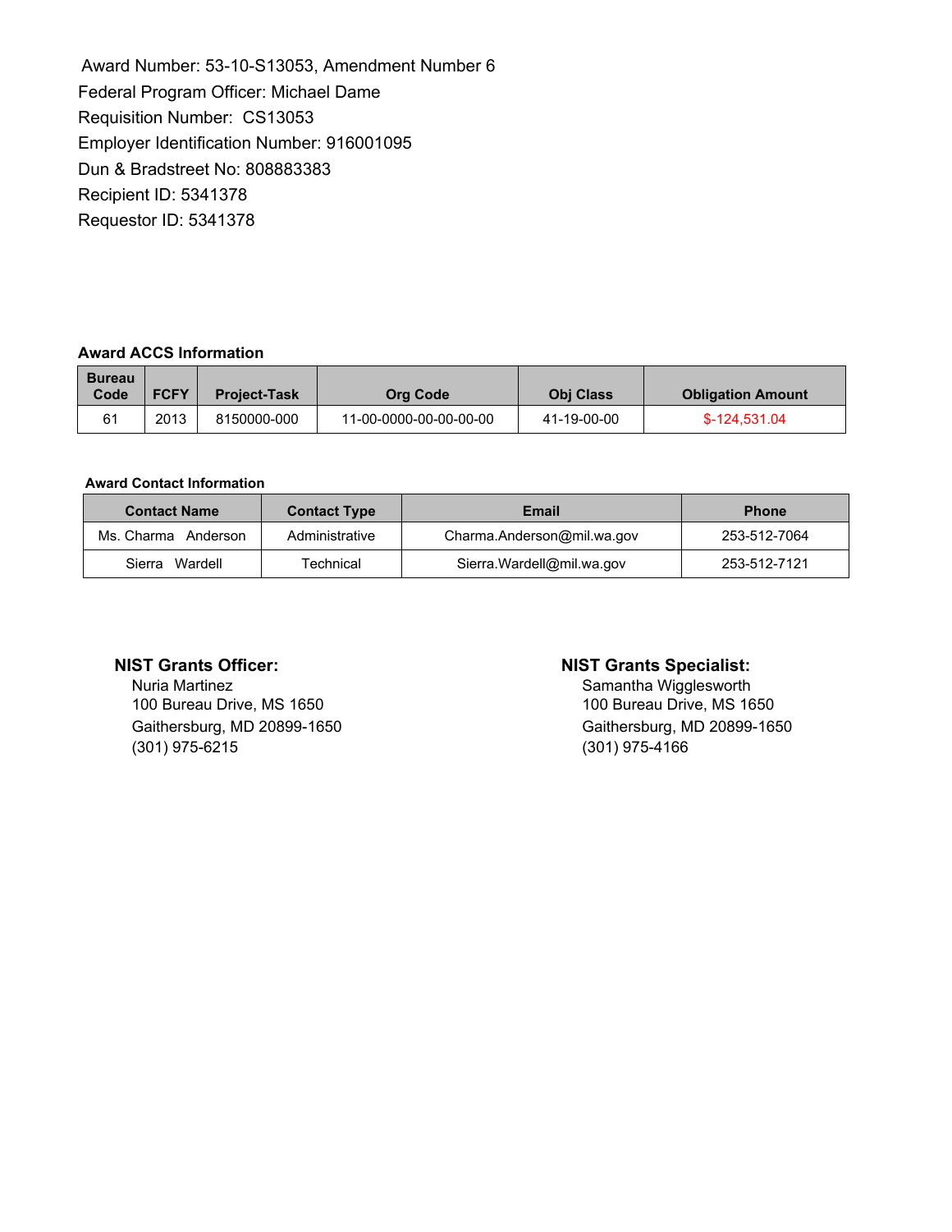Award Number: 53-10-S13053, Amendment Number 6
Federal Program Officer: Michael Dame
Requisition Number: CS13053
Employer Identification Number: 916001095
Dun & Bradstreet No: 808883383
Recipient ID: 5341378
Requestor ID: 5341378

**Award ACCS Information**

| Bureau Code | FCFY | Project-Task | Org Code | Obj Class | Obligation Amount |
|---|---|---|---|---|---|
| 61 | 2013 | 8150000-000 | 11-00-0000-00-00-00-00 | 41-19-00-00 | $-124,531.04 |

**Award Contact Information**

| Contact Name | Contact Type | Email | Phone |
|---|---|---|---|
| Ms. Charma Anderson | Administrative | Charma.Anderson@mil.wa.gov | 253-512-7064 |
| Sierra Wardell | Technical | Sierra.Wardell@mil.wa.gov | 253-512-7121 |

**NIST Grants Officer:**
Nuria Martinez
100 Bureau Drive, MS 1650
Gaithersburg, MD 20899-1650
(301) 975-6215

**NIST Grants Specialist:**
Samantha Wigglesworth
100 Bureau Drive, MS 1650
Gaithersburg, MD 20899-1650
(301) 975-4166